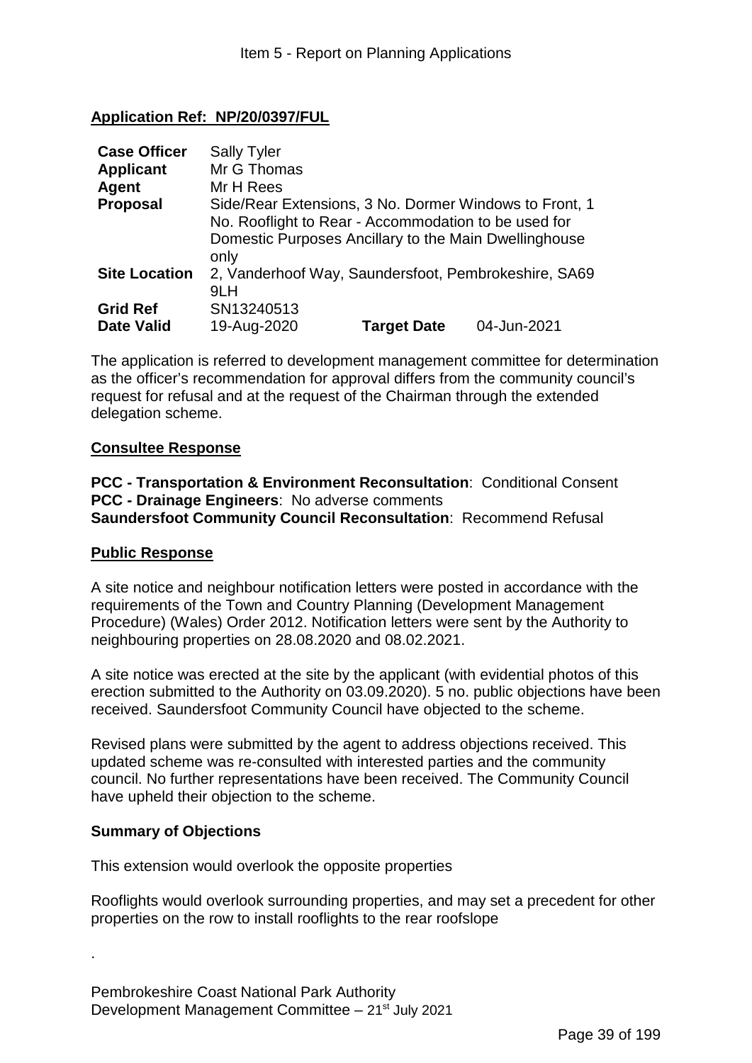**Application Ref: NP/20/0397/FUL**

| | | | |
|---|---|---|---|
| **Case Officer** | Sally Tyler | | |
| **Applicant** | Mr G Thomas | | |
| **Agent** | Mr H Rees | | |
| **Proposal** | Side/Rear Extensions, 3 No. Dormer Windows to Front, 1 No. Rooflight to Rear - Accommodation to be used for Domestic Purposes Ancillary to the Main Dwellinghouse only | | |
| **Site Location** | 2, Vanderhoof Way, Saundersfoot, Pembrokeshire, SA69 9LH | | |
| **Grid Ref** | SN13240513 | | |
| **Date Valid** | 19-Aug-2020 | **Target Date** | 04-Jun-2021 |

The application is referred to development management committee for determination as the officer's recommendation for approval differs from the community council's request for refusal and at the request of the Chairman through the extended delegation scheme.

**Consultee Response**

**PCC - Transportation & Environment Reconsultation**: Conditional Consent
**PCC - Drainage Engineers**: No adverse comments
**Saundersfoot Community Council Reconsultation**: Recommend Refusal

**Public Response**

A site notice and neighbour notification letters were posted in accordance with the requirements of the Town and Country Planning (Development Management Procedure) (Wales) Order 2012. Notification letters were sent by the Authority to neighbouring properties on 28.08.2020 and 08.02.2021.

A site notice was erected at the site by the applicant (with evidential photos of this erection submitted to the Authority on 03.09.2020). 5 no. public objections have been received. Saundersfoot Community Council have objected to the scheme.

Revised plans were submitted by the agent to address objections received. This updated scheme was re-consulted with interested parties and the community council. No further representations have been received. The Community Council have upheld their objection to the scheme.

**Summary of Objections**

This extension would overlook the opposite properties

Rooflights would overlook surrounding properties, and may set a precedent for other properties on the row to install rooflights to the rear roofslope

.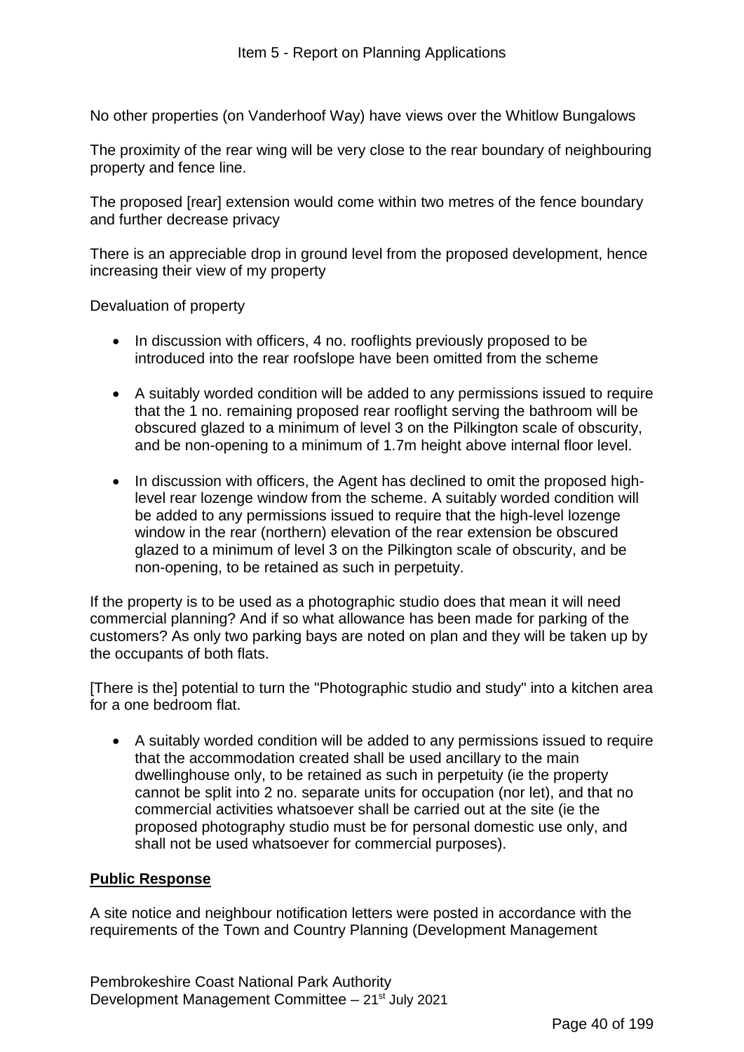No other properties (on Vanderhoof Way) have views over the Whitlow Bungalows

The proximity of the rear wing will be very close to the rear boundary of neighbouring property and fence line.

The proposed [rear] extension would come within two metres of the fence boundary and further decrease privacy

There is an appreciable drop in ground level from the proposed development, hence increasing their view of my property

Devaluation of property

- In discussion with officers, 4 no. rooflights previously proposed to be introduced into the rear roofslope have been omitted from the scheme

- A suitably worded condition will be added to any permissions issued to require that the 1 no. remaining proposed rear rooflight serving the bathroom will be obscured glazed to a minimum of level 3 on the Pilkington scale of obscurity, and be non-opening to a minimum of 1.7m height above internal floor level.

- In discussion with officers, the Agent has declined to omit the proposed high-level rear lozenge window from the scheme. A suitably worded condition will be added to any permissions issued to require that the high-level lozenge window in the rear (northern) elevation of the rear extension be obscured glazed to a minimum of level 3 on the Pilkington scale of obscurity, and be non-opening, to be retained as such in perpetuity.

If the property is to be used as a photographic studio does that mean it will need commercial planning? And if so what allowance has been made for parking of the customers? As only two parking bays are noted on plan and they will be taken up by the occupants of both flats.

[There is the] potential to turn the "Photographic studio and study" into a kitchen area for a one bedroom flat.

- A suitably worded condition will be added to any permissions issued to require that the accommodation created shall be used ancillary to the main dwellinghouse only, to be retained as such in perpetuity (ie the property cannot be split into 2 no. separate units for occupation (nor let), and that no commercial activities whatsoever shall be carried out at the site (ie the proposed photography studio must be for personal domestic use only, and shall not be used whatsoever for commercial purposes).

**Public Response**

A site notice and neighbour notification letters were posted in accordance with the requirements of the Town and Country Planning (Development Management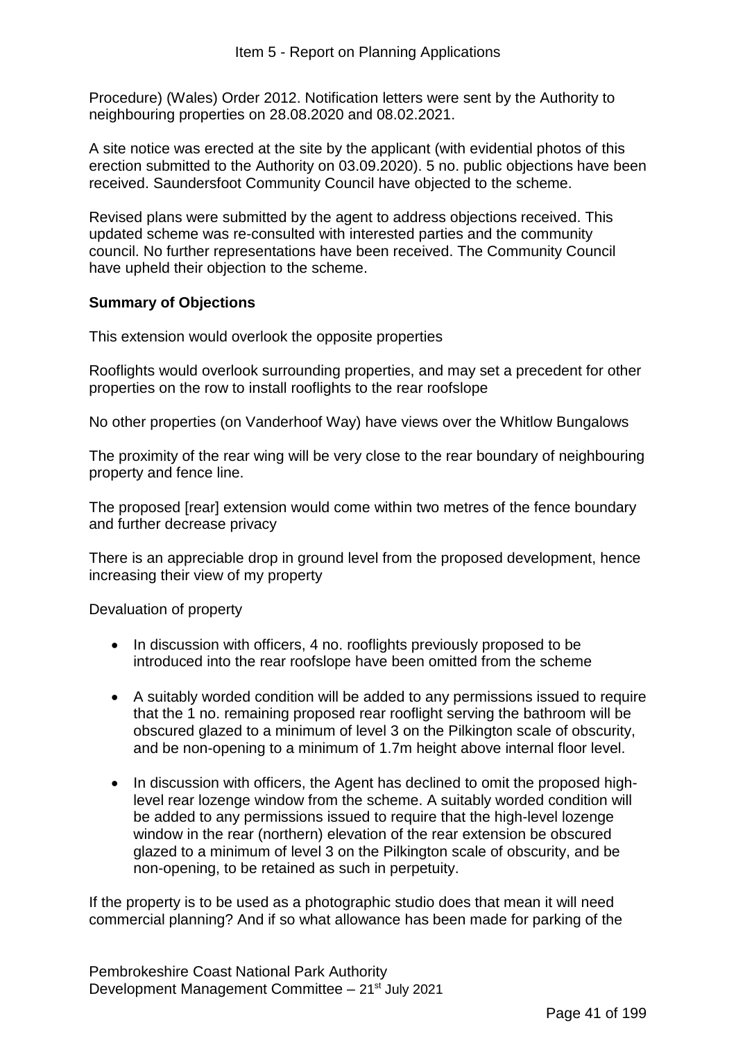Procedure) (Wales) Order 2012. Notification letters were sent by the Authority to neighbouring properties on 28.08.2020 and 08.02.2021.

A site notice was erected at the site by the applicant (with evidential photos of this erection submitted to the Authority on 03.09.2020). 5 no. public objections have been received. Saundersfoot Community Council have objected to the scheme.

Revised plans were submitted by the agent to address objections received. This updated scheme was re-consulted with interested parties and the community council. No further representations have been received. The Community Council have upheld their objection to the scheme.

**Summary of Objections**

This extension would overlook the opposite properties

Rooflights would overlook surrounding properties, and may set a precedent for other properties on the row to install rooflights to the rear roofslope

No other properties (on Vanderhoof Way) have views over the Whitlow Bungalows

The proximity of the rear wing will be very close to the rear boundary of neighbouring property and fence line.

The proposed [rear] extension would come within two metres of the fence boundary and further decrease privacy

There is an appreciable drop in ground level from the proposed development, hence increasing their view of my property

Devaluation of property

- In discussion with officers, 4 no. rooflights previously proposed to be introduced into the rear roofslope have been omitted from the scheme
- A suitably worded condition will be added to any permissions issued to require that the 1 no. remaining proposed rear rooflight serving the bathroom will be obscured glazed to a minimum of level 3 on the Pilkington scale of obscurity, and be non-opening to a minimum of 1.7m height above internal floor level.
- In discussion with officers, the Agent has declined to omit the proposed high-level rear lozenge window from the scheme. A suitably worded condition will be added to any permissions issued to require that the high-level lozenge window in the rear (northern) elevation of the rear extension be obscured glazed to a minimum of level 3 on the Pilkington scale of obscurity, and be non-opening, to be retained as such in perpetuity.

If the property is to be used as a photographic studio does that mean it will need commercial planning? And if so what allowance has been made for parking of the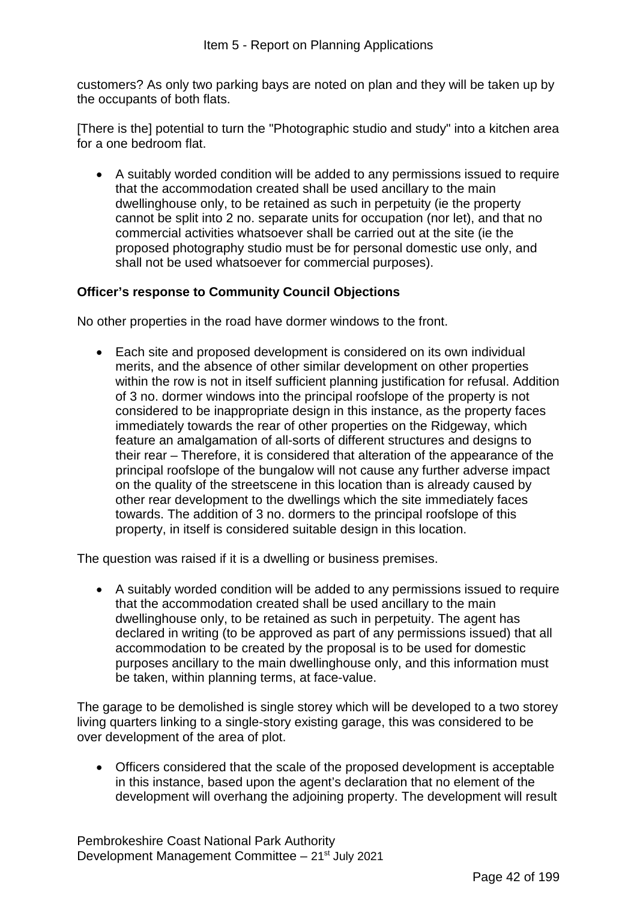customers? As only two parking bays are noted on plan and they will be taken up by the occupants of both flats.

[There is the] potential to turn the "Photographic studio and study" into a kitchen area for a one bedroom flat.

- A suitably worded condition will be added to any permissions issued to require that the accommodation created shall be used ancillary to the main dwellinghouse only, to be retained as such in perpetuity (ie the property cannot be split into 2 no. separate units for occupation (nor let), and that no commercial activities whatsoever shall be carried out at the site (ie the proposed photography studio must be for personal domestic use only, and shall not be used whatsoever for commercial purposes).

**Officer's response to Community Council Objections**

No other properties in the road have dormer windows to the front.

- Each site and proposed development is considered on its own individual merits, and the absence of other similar development on other properties within the row is not in itself sufficient planning justification for refusal. Addition of 3 no. dormer windows into the principal roofslope of the property is not considered to be inappropriate design in this instance, as the property faces immediately towards the rear of other properties on the Ridgeway, which feature an amalgamation of all-sorts of different structures and designs to their rear – Therefore, it is considered that alteration of the appearance of the principal roofslope of the bungalow will not cause any further adverse impact on the quality of the streetscene in this location than is already caused by other rear development to the dwellings which the site immediately faces towards. The addition of 3 no. dormers to the principal roofslope of this property, in itself is considered suitable design in this location.

The question was raised if it is a dwelling or business premises.

- A suitably worded condition will be added to any permissions issued to require that the accommodation created shall be used ancillary to the main dwellinghouse only, to be retained as such in perpetuity. The agent has declared in writing (to be approved as part of any permissions issued) that all accommodation to be created by the proposal is to be used for domestic purposes ancillary to the main dwellinghouse only, and this information must be taken, within planning terms, at face-value.

The garage to be demolished is single storey which will be developed to a two storey living quarters linking to a single-story existing garage, this was considered to be over development of the area of plot.

- Officers considered that the scale of the proposed development is acceptable in this instance, based upon the agent's declaration that no element of the development will overhang the adjoining property. The development will result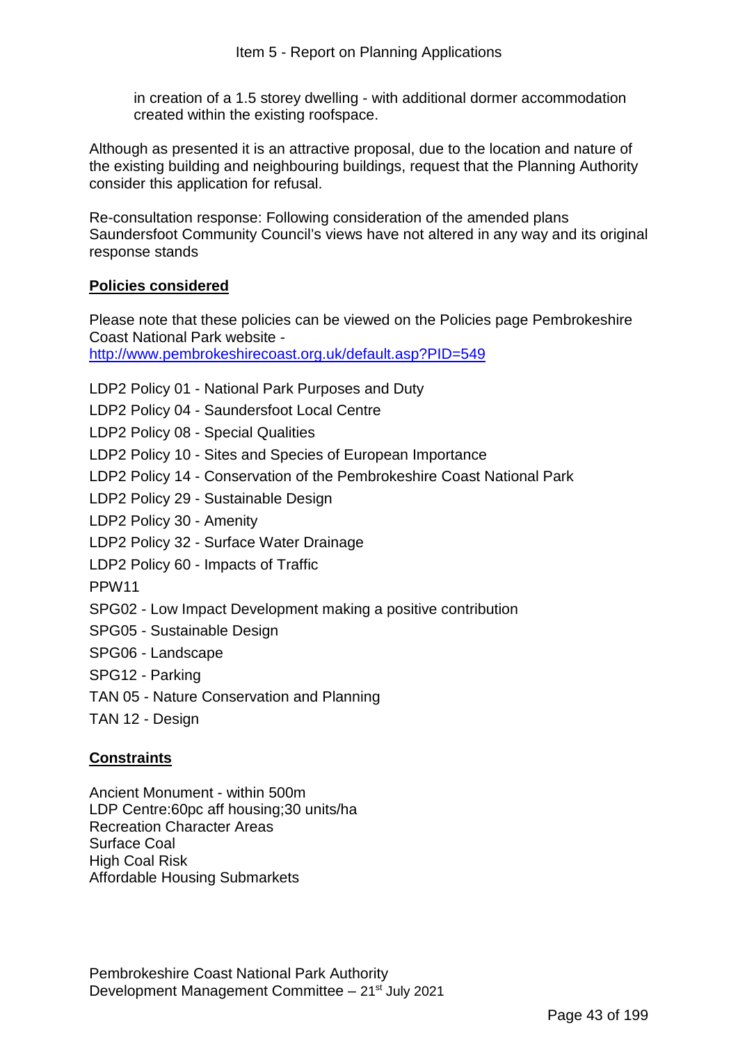in creation of a 1.5 storey dwelling - with additional dormer accommodation created within the existing roofspace.

Although as presented it is an attractive proposal, due to the location and nature of the existing building and neighbouring buildings, request that the Planning Authority consider this application for refusal.

Re-consultation response: Following consideration of the amended plans Saundersfoot Community Council's views have not altered in any way and its original response stands

**Policies considered**

Please note that these policies can be viewed on the Policies page Pembrokeshire Coast National Park website - [http://www.pembrokeshirecoast.org.uk/default.asp?PID=549](http://www.pembrokeshirecoast.org.uk/default.asp?PID=549)

LDP2 Policy 01 - National Park Purposes and Duty
LDP2 Policy 04 - Saundersfoot Local Centre
LDP2 Policy 08 - Special Qualities
LDP2 Policy 10 - Sites and Species of European Importance
LDP2 Policy 14 - Conservation of the Pembrokeshire Coast National Park
LDP2 Policy 29 - Sustainable Design
LDP2 Policy 30 - Amenity
LDP2 Policy 32 - Surface Water Drainage
LDP2 Policy 60 - Impacts of Traffic
PPW11
SPG02 - Low Impact Development making a positive contribution
SPG05 - Sustainable Design
SPG06 - Landscape
SPG12 - Parking
TAN 05 - Nature Conservation and Planning
TAN 12 - Design

**Constraints**

Ancient Monument - within 500m
LDP Centre:60pc aff housing;30 units/ha
Recreation Character Areas
Surface Coal
High Coal Risk
Affordable Housing Submarkets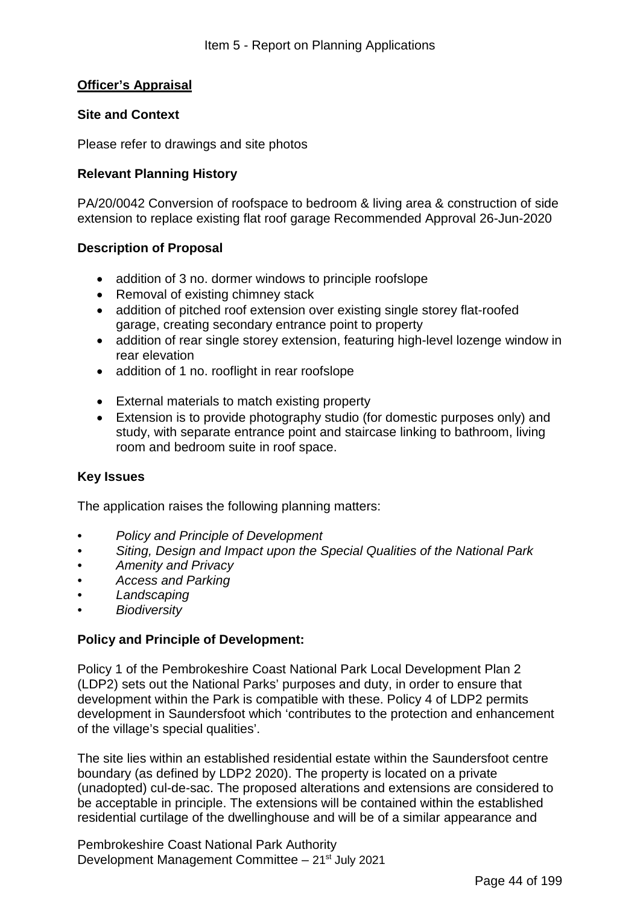## Officer's Appraisal

### Site and Context

Please refer to drawings and site photos

### Relevant Planning History

PA/20/0042 Conversion of roofspace to bedroom & living area & construction of side extension to replace existing flat roof garage Recommended Approval 26-Jun-2020

### Description of Proposal

- addition of 3 no. dormer windows to principle roofslope
- Removal of existing chimney stack
- addition of pitched roof extension over existing single storey flat-roofed garage, creating secondary entrance point to property
- addition of rear single storey extension, featuring high-level lozenge window in rear elevation
- addition of 1 no. rooflight in rear roofslope

- External materials to match existing property
- Extension is to provide photography studio (for domestic purposes only) and study, with separate entrance point and staircase linking to bathroom, living room and bedroom suite in roof space.

### Key Issues

The application raises the following planning matters:

- *Policy and Principle of Development*
- *Siting, Design and Impact upon the Special Qualities of the National Park*
- *Amenity and Privacy*
- *Access and Parking*
- *Landscaping*
- *Biodiversity*

### Policy and Principle of Development:

Policy 1 of the Pembrokeshire Coast National Park Local Development Plan 2 (LDP2) sets out the National Parks' purposes and duty, in order to ensure that development within the Park is compatible with these. Policy 4 of LDP2 permits development in Saundersfoot which 'contributes to the protection and enhancement of the village's special qualities'.

The site lies within an established residential estate within the Saundersfoot centre boundary (as defined by LDP2 2020). The property is located on a private (unadopted) cul-de-sac. The proposed alterations and extensions are considered to be acceptable in principle. The extensions will be contained within the established residential curtilage of the dwellinghouse and will be of a similar appearance and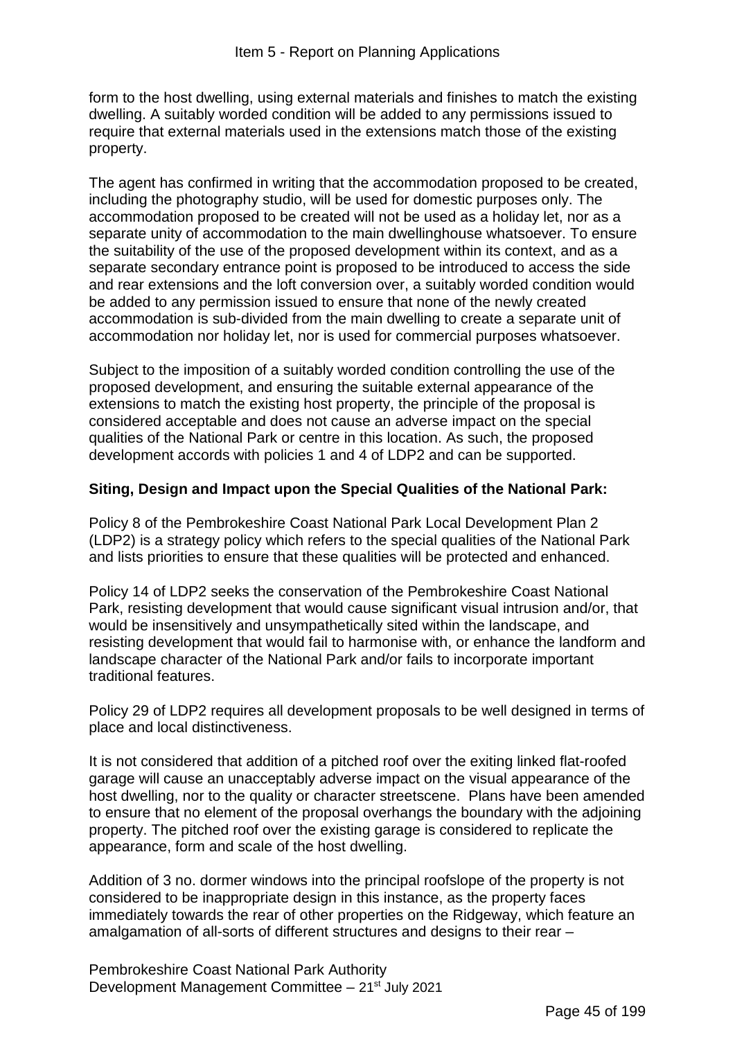form to the host dwelling, using external materials and finishes to match the existing dwelling. A suitably worded condition will be added to any permissions issued to require that external materials used in the extensions match those of the existing property.

The agent has confirmed in writing that the accommodation proposed to be created, including the photography studio, will be used for domestic purposes only. The accommodation proposed to be created will not be used as a holiday let, nor as a separate unity of accommodation to the main dwellinghouse whatsoever. To ensure the suitability of the use of the proposed development within its context, and as a separate secondary entrance point is proposed to be introduced to access the side and rear extensions and the loft conversion over, a suitably worded condition would be added to any permission issued to ensure that none of the newly created accommodation is sub-divided from the main dwelling to create a separate unit of accommodation nor holiday let, nor is used for commercial purposes whatsoever.

Subject to the imposition of a suitably worded condition controlling the use of the proposed development, and ensuring the suitable external appearance of the extensions to match the existing host property, the principle of the proposal is considered acceptable and does not cause an adverse impact on the special qualities of the National Park or centre in this location. As such, the proposed development accords with policies 1 and 4 of LDP2 and can be supported.

**Siting, Design and Impact upon the Special Qualities of the National Park:**

Policy 8 of the Pembrokeshire Coast National Park Local Development Plan 2 (LDP2) is a strategy policy which refers to the special qualities of the National Park and lists priorities to ensure that these qualities will be protected and enhanced.

Policy 14 of LDP2 seeks the conservation of the Pembrokeshire Coast National Park, resisting development that would cause significant visual intrusion and/or, that would be insensitively and unsympathetically sited within the landscape, and resisting development that would fail to harmonise with, or enhance the landform and landscape character of the National Park and/or fails to incorporate important traditional features.

Policy 29 of LDP2 requires all development proposals to be well designed in terms of place and local distinctiveness.

It is not considered that addition of a pitched roof over the exiting linked flat-roofed garage will cause an unacceptably adverse impact on the visual appearance of the host dwelling, nor to the quality or character streetscene. Plans have been amended to ensure that no element of the proposal overhangs the boundary with the adjoining property. The pitched roof over the existing garage is considered to replicate the appearance, form and scale of the host dwelling.

Addition of 3 no. dormer windows into the principal roofslope of the property is not considered to be inappropriate design in this instance, as the property faces immediately towards the rear of other properties on the Ridgeway, which feature an amalgamation of all-sorts of different structures and designs to their rear –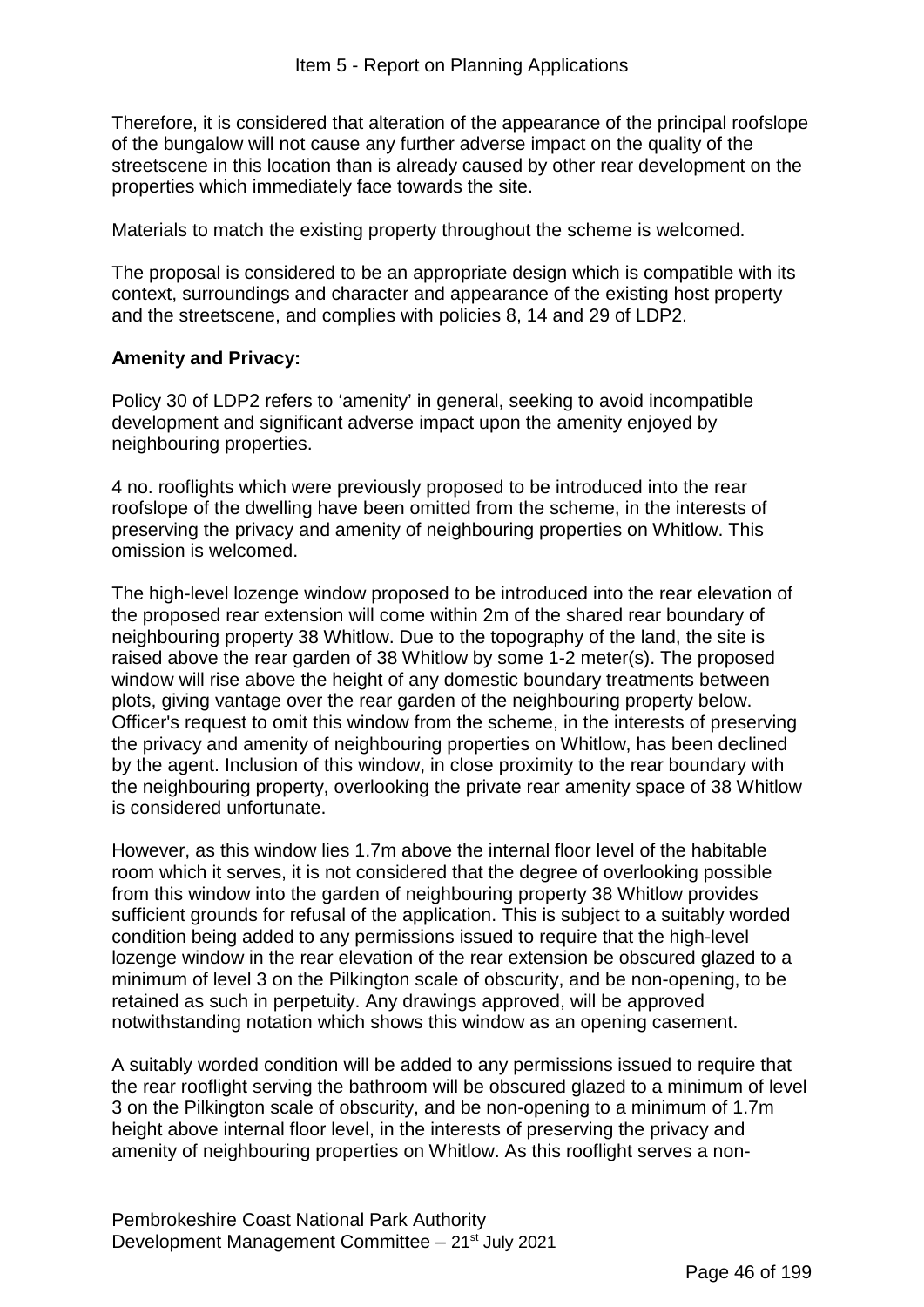Therefore, it is considered that alteration of the appearance of the principal roofslope of the bungalow will not cause any further adverse impact on the quality of the streetscene in this location than is already caused by other rear development on the properties which immediately face towards the site.

Materials to match the existing property throughout the scheme is welcomed.

The proposal is considered to be an appropriate design which is compatible with its context, surroundings and character and appearance of the existing host property and the streetscene, and complies with policies 8, 14 and 29 of LDP2.

**Amenity and Privacy:**

Policy 30 of LDP2 refers to 'amenity' in general, seeking to avoid incompatible development and significant adverse impact upon the amenity enjoyed by neighbouring properties.

4 no. rooflights which were previously proposed to be introduced into the rear roofslope of the dwelling have been omitted from the scheme, in the interests of preserving the privacy and amenity of neighbouring properties on Whitlow. This omission is welcomed.

The high-level lozenge window proposed to be introduced into the rear elevation of the proposed rear extension will come within 2m of the shared rear boundary of neighbouring property 38 Whitlow. Due to the topography of the land, the site is raised above the rear garden of 38 Whitlow by some 1-2 meter(s). The proposed window will rise above the height of any domestic boundary treatments between plots, giving vantage over the rear garden of the neighbouring property below. Officer's request to omit this window from the scheme, in the interests of preserving the privacy and amenity of neighbouring properties on Whitlow, has been declined by the agent. Inclusion of this window, in close proximity to the rear boundary with the neighbouring property, overlooking the private rear amenity space of 38 Whitlow is considered unfortunate.

However, as this window lies 1.7m above the internal floor level of the habitable room which it serves, it is not considered that the degree of overlooking possible from this window into the garden of neighbouring property 38 Whitlow provides sufficient grounds for refusal of the application. This is subject to a suitably worded condition being added to any permissions issued to require that the high-level lozenge window in the rear elevation of the rear extension be obscured glazed to a minimum of level 3 on the Pilkington scale of obscurity, and be non-opening, to be retained as such in perpetuity. Any drawings approved, will be approved notwithstanding notation which shows this window as an opening casement.

A suitably worded condition will be added to any permissions issued to require that the rear rooflight serving the bathroom will be obscured glazed to a minimum of level 3 on the Pilkington scale of obscurity, and be non-opening to a minimum of 1.7m height above internal floor level, in the interests of preserving the privacy and amenity of neighbouring properties on Whitlow. As this rooflight serves a non-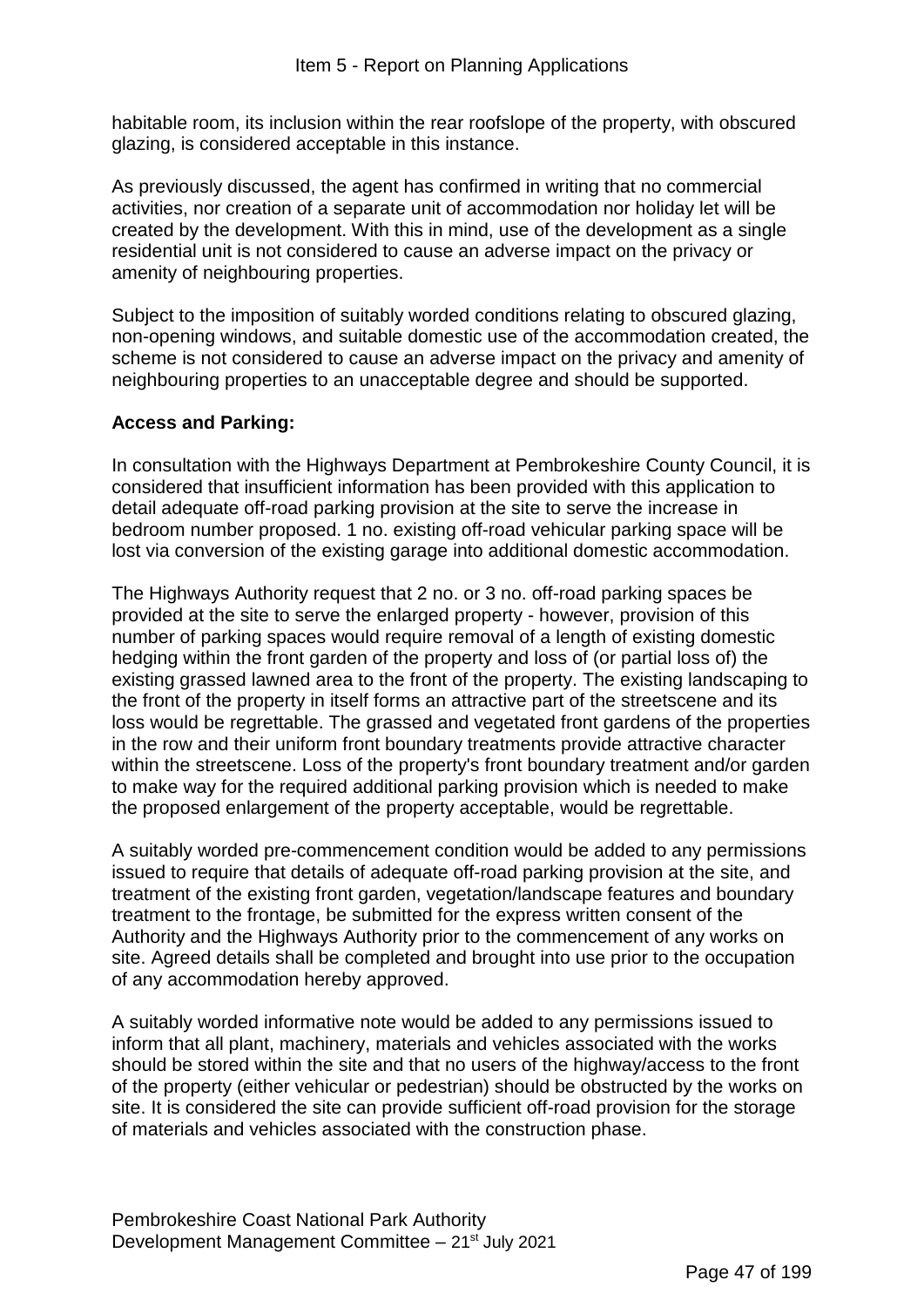habitable room, its inclusion within the rear roofslope of the property, with obscured glazing, is considered acceptable in this instance.

As previously discussed, the agent has confirmed in writing that no commercial activities, nor creation of a separate unit of accommodation nor holiday let will be created by the development. With this in mind, use of the development as a single residential unit is not considered to cause an adverse impact on the privacy or amenity of neighbouring properties.

Subject to the imposition of suitably worded conditions relating to obscured glazing, non-opening windows, and suitable domestic use of the accommodation created, the scheme is not considered to cause an adverse impact on the privacy and amenity of neighbouring properties to an unacceptable degree and should be supported.

**Access and Parking:**

In consultation with the Highways Department at Pembrokeshire County Council, it is considered that insufficient information has been provided with this application to detail adequate off-road parking provision at the site to serve the increase in bedroom number proposed. 1 no. existing off-road vehicular parking space will be lost via conversion of the existing garage into additional domestic accommodation.

The Highways Authority request that 2 no. or 3 no. off-road parking spaces be provided at the site to serve the enlarged property - however, provision of this number of parking spaces would require removal of a length of existing domestic hedging within the front garden of the property and loss of (or partial loss of) the existing grassed lawned area to the front of the property. The existing landscaping to the front of the property in itself forms an attractive part of the streetscene and its loss would be regrettable. The grassed and vegetated front gardens of the properties in the row and their uniform front boundary treatments provide attractive character within the streetscene. Loss of the property's front boundary treatment and/or garden to make way for the required additional parking provision which is needed to make the proposed enlargement of the property acceptable, would be regrettable.

A suitably worded pre-commencement condition would be added to any permissions issued to require that details of adequate off-road parking provision at the site, and treatment of the existing front garden, vegetation/landscape features and boundary treatment to the frontage, be submitted for the express written consent of the Authority and the Highways Authority prior to the commencement of any works on site. Agreed details shall be completed and brought into use prior to the occupation of any accommodation hereby approved.

A suitably worded informative note would be added to any permissions issued to inform that all plant, machinery, materials and vehicles associated with the works should be stored within the site and that no users of the highway/access to the front of the property (either vehicular or pedestrian) should be obstructed by the works on site. It is considered the site can provide sufficient off-road provision for the storage of materials and vehicles associated with the construction phase.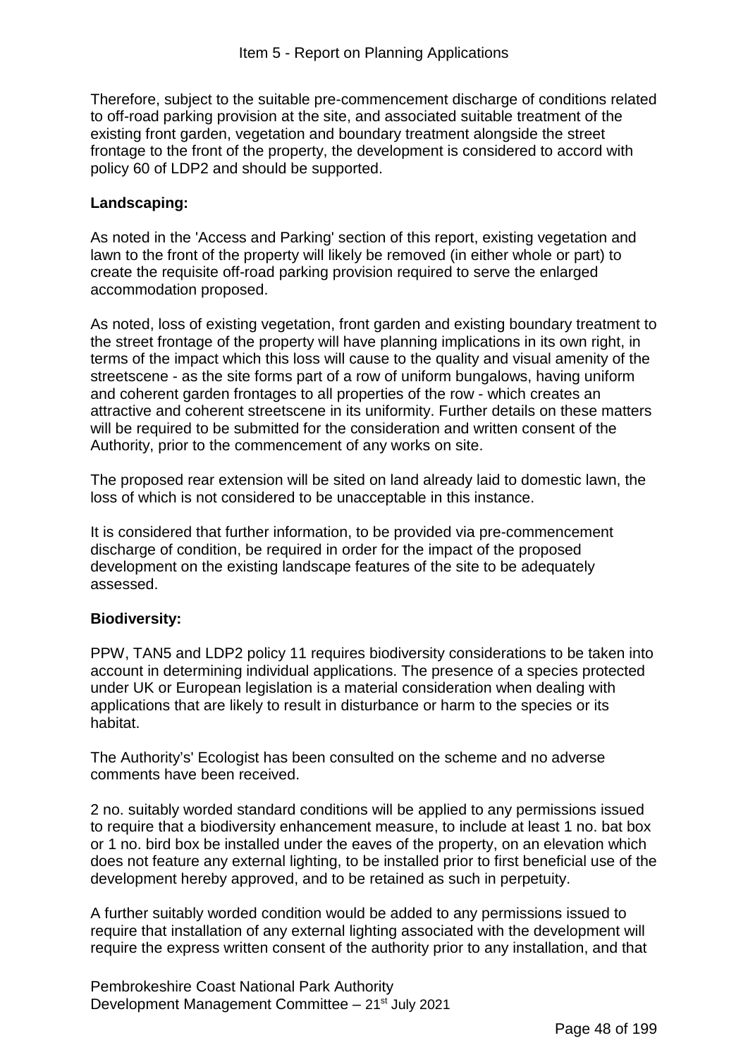Therefore, subject to the suitable pre-commencement discharge of conditions related to off-road parking provision at the site, and associated suitable treatment of the existing front garden, vegetation and boundary treatment alongside the street frontage to the front of the property, the development is considered to accord with policy 60 of LDP2 and should be supported.

**Landscaping:**

As noted in the 'Access and Parking' section of this report, existing vegetation and lawn to the front of the property will likely be removed (in either whole or part) to create the requisite off-road parking provision required to serve the enlarged accommodation proposed.

As noted, loss of existing vegetation, front garden and existing boundary treatment to the street frontage of the property will have planning implications in its own right, in terms of the impact which this loss will cause to the quality and visual amenity of the streetscene - as the site forms part of a row of uniform bungalows, having uniform and coherent garden frontages to all properties of the row - which creates an attractive and coherent streetscene in its uniformity. Further details on these matters will be required to be submitted for the consideration and written consent of the Authority, prior to the commencement of any works on site.

The proposed rear extension will be sited on land already laid to domestic lawn, the loss of which is not considered to be unacceptable in this instance.

It is considered that further information, to be provided via pre-commencement discharge of condition, be required in order for the impact of the proposed development on the existing landscape features of the site to be adequately assessed.

**Biodiversity:**

PPW, TAN5 and LDP2 policy 11 requires biodiversity considerations to be taken into account in determining individual applications. The presence of a species protected under UK or European legislation is a material consideration when dealing with applications that are likely to result in disturbance or harm to the species or its habitat.

The Authority's' Ecologist has been consulted on the scheme and no adverse comments have been received.

2 no. suitably worded standard conditions will be applied to any permissions issued to require that a biodiversity enhancement measure, to include at least 1 no. bat box or 1 no. bird box be installed under the eaves of the property, on an elevation which does not feature any external lighting, to be installed prior to first beneficial use of the development hereby approved, and to be retained as such in perpetuity.

A further suitably worded condition would be added to any permissions issued to require that installation of any external lighting associated with the development will require the express written consent of the authority prior to any installation, and that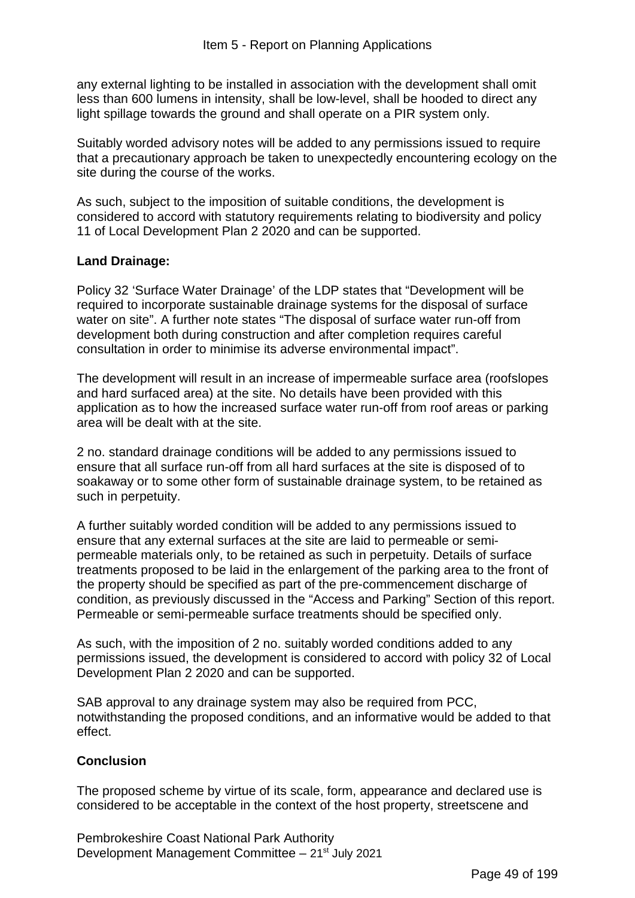any external lighting to be installed in association with the development shall omit less than 600 lumens in intensity, shall be low-level, shall be hooded to direct any light spillage towards the ground and shall operate on a PIR system only.

Suitably worded advisory notes will be added to any permissions issued to require that a precautionary approach be taken to unexpectedly encountering ecology on the site during the course of the works.

As such, subject to the imposition of suitable conditions, the development is considered to accord with statutory requirements relating to biodiversity and policy 11 of Local Development Plan 2 2020 and can be supported.

**Land Drainage:**

Policy 32 'Surface Water Drainage' of the LDP states that "Development will be required to incorporate sustainable drainage systems for the disposal of surface water on site". A further note states "The disposal of surface water run-off from development both during construction and after completion requires careful consultation in order to minimise its adverse environmental impact".

The development will result in an increase of impermeable surface area (roofslopes and hard surfaced area) at the site. No details have been provided with this application as to how the increased surface water run-off from roof areas or parking area will be dealt with at the site.

2 no. standard drainage conditions will be added to any permissions issued to ensure that all surface run-off from all hard surfaces at the site is disposed of to soakaway or to some other form of sustainable drainage system, to be retained as such in perpetuity.

A further suitably worded condition will be added to any permissions issued to ensure that any external surfaces at the site are laid to permeable or semi-permeable materials only, to be retained as such in perpetuity. Details of surface treatments proposed to be laid in the enlargement of the parking area to the front of the property should be specified as part of the pre-commencement discharge of condition, as previously discussed in the "Access and Parking" Section of this report. Permeable or semi-permeable surface treatments should be specified only.

As such, with the imposition of 2 no. suitably worded conditions added to any permissions issued, the development is considered to accord with policy 32 of Local Development Plan 2 2020 and can be supported.

SAB approval to any drainage system may also be required from PCC, notwithstanding the proposed conditions, and an informative would be added to that effect.

**Conclusion**

The proposed scheme by virtue of its scale, form, appearance and declared use is considered to be acceptable in the context of the host property, streetscene and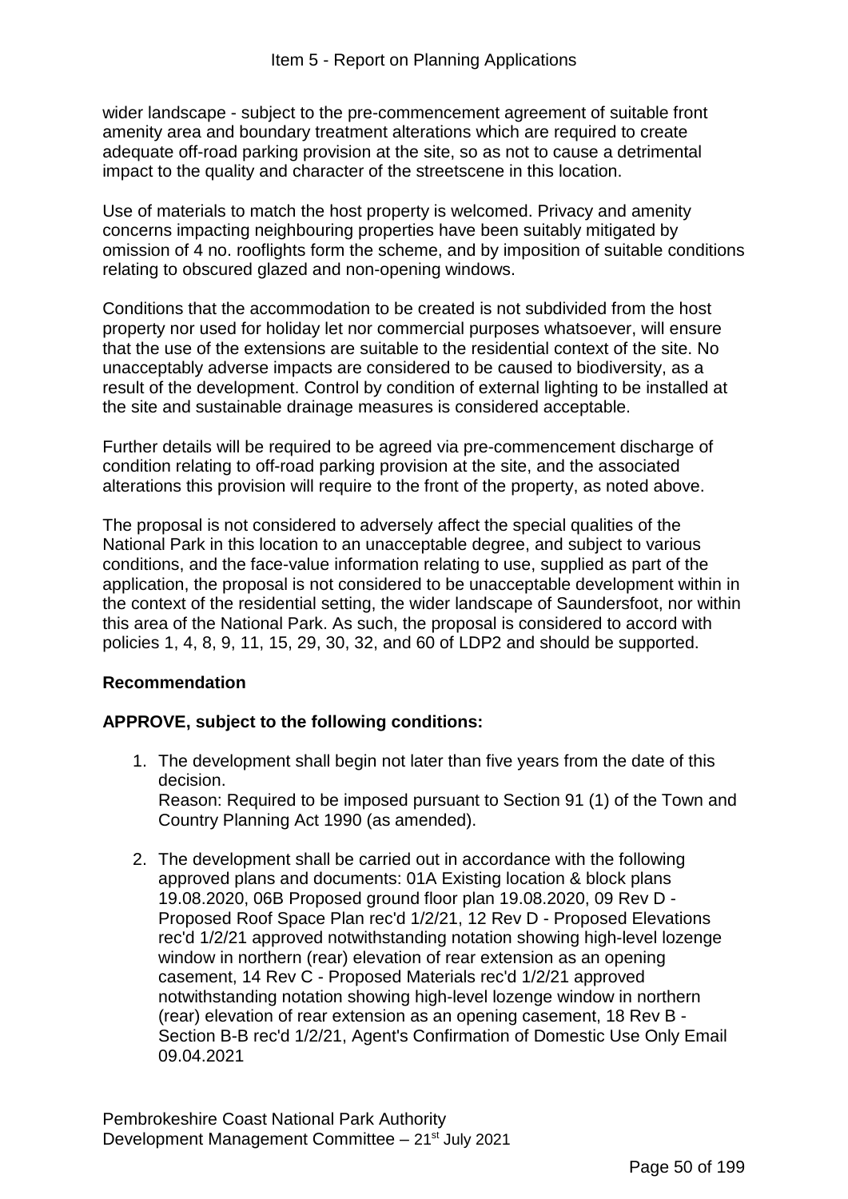wider landscape - subject to the pre-commencement agreement of suitable front amenity area and boundary treatment alterations which are required to create adequate off-road parking provision at the site, so as not to cause a detrimental impact to the quality and character of the streetscene in this location.

Use of materials to match the host property is welcomed. Privacy and amenity concerns impacting neighbouring properties have been suitably mitigated by omission of 4 no. rooflights form the scheme, and by imposition of suitable conditions relating to obscured glazed and non-opening windows.

Conditions that the accommodation to be created is not subdivided from the host property nor used for holiday let nor commercial purposes whatsoever, will ensure that the use of the extensions are suitable to the residential context of the site. No unacceptably adverse impacts are considered to be caused to biodiversity, as a result of the development. Control by condition of external lighting to be installed at the site and sustainable drainage measures is considered acceptable.

Further details will be required to be agreed via pre-commencement discharge of condition relating to off-road parking provision at the site, and the associated alterations this provision will require to the front of the property, as noted above.

The proposal is not considered to adversely affect the special qualities of the National Park in this location to an unacceptable degree, and subject to various conditions, and the face-value information relating to use, supplied as part of the application, the proposal is not considered to be unacceptable development within in the context of the residential setting, the wider landscape of Saundersfoot, nor within this area of the National Park. As such, the proposal is considered to accord with policies 1, 4, 8, 9, 11, 15, 29, 30, 32, and 60 of LDP2 and should be supported.

**Recommendation**

**APPROVE, subject to the following conditions:**

1. The development shall begin not later than five years from the date of this decision.
   Reason: Required to be imposed pursuant to Section 91 (1) of the Town and Country Planning Act 1990 (as amended).

2. The development shall be carried out in accordance with the following approved plans and documents: 01A Existing location & block plans 19.08.2020, 06B Proposed ground floor plan 19.08.2020, 09 Rev D - Proposed Roof Space Plan rec'd 1/2/21, 12 Rev D - Proposed Elevations rec'd 1/2/21 approved notwithstanding notation showing high-level lozenge window in northern (rear) elevation of rear extension as an opening casement, 14 Rev C - Proposed Materials rec'd 1/2/21 approved notwithstanding notation showing high-level lozenge window in northern (rear) elevation of rear extension as an opening casement, 18 Rev B - Section B-B rec'd 1/2/21, Agent's Confirmation of Domestic Use Only Email 09.04.2021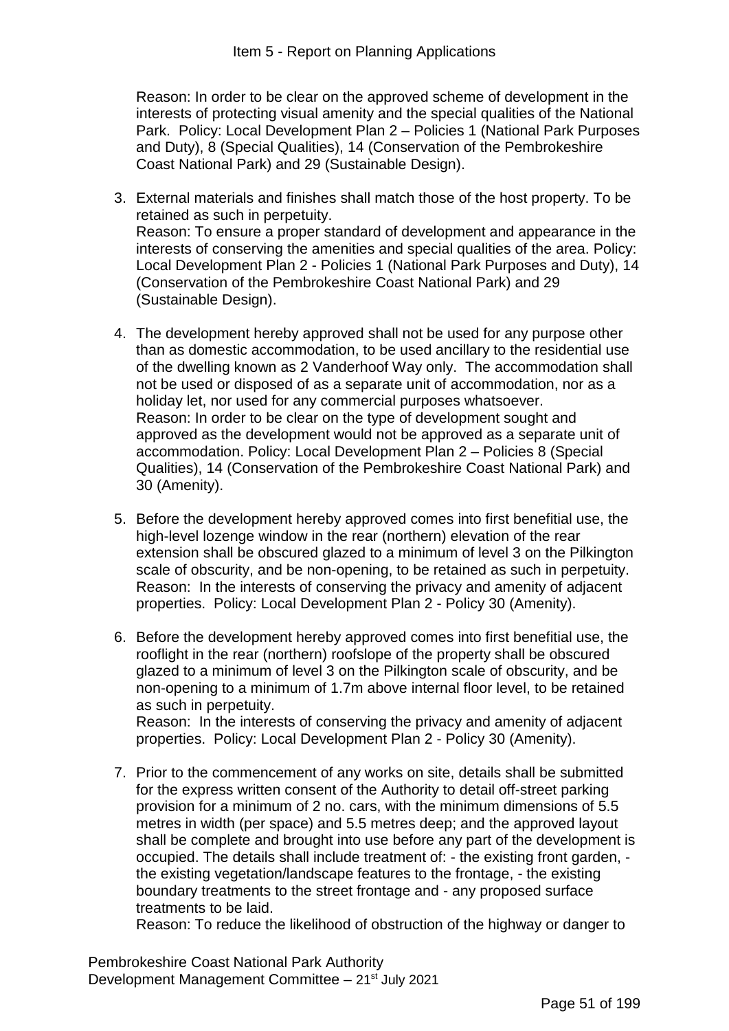Reason: In order to be clear on the approved scheme of development in the interests of protecting visual amenity and the special qualities of the National Park. Policy: Local Development Plan 2 – Policies 1 (National Park Purposes and Duty), 8 (Special Qualities), 14 (Conservation of the Pembrokeshire Coast National Park) and 29 (Sustainable Design).

3. External materials and finishes shall match those of the host property. To be retained as such in perpetuity.
   Reason: To ensure a proper standard of development and appearance in the interests of conserving the amenities and special qualities of the area. Policy: Local Development Plan 2 - Policies 1 (National Park Purposes and Duty), 14 (Conservation of the Pembrokeshire Coast National Park) and 29 (Sustainable Design).

4. The development hereby approved shall not be used for any purpose other than as domestic accommodation, to be used ancillary to the residential use of the dwelling known as 2 Vanderhoof Way only. The accommodation shall not be used or disposed of as a separate unit of accommodation, nor as a holiday let, nor used for any commercial purposes whatsoever.
   Reason: In order to be clear on the type of development sought and approved as the development would not be approved as a separate unit of accommodation. Policy: Local Development Plan 2 – Policies 8 (Special Qualities), 14 (Conservation of the Pembrokeshire Coast National Park) and 30 (Amenity).

5. Before the development hereby approved comes into first benefitial use, the high-level lozenge window in the rear (northern) elevation of the rear extension shall be obscured glazed to a minimum of level 3 on the Pilkington scale of obscurity, and be non-opening, to be retained as such in perpetuity.
   Reason: In the interests of conserving the privacy and amenity of adjacent properties. Policy: Local Development Plan 2 - Policy 30 (Amenity).

6. Before the development hereby approved comes into first benefitial use, the rooflight in the rear (northern) roofslope of the property shall be obscured glazed to a minimum of level 3 on the Pilkington scale of obscurity, and be non-opening to a minimum of 1.7m above internal floor level, to be retained as such in perpetuity.
   Reason: In the interests of conserving the privacy and amenity of adjacent properties. Policy: Local Development Plan 2 - Policy 30 (Amenity).

7. Prior to the commencement of any works on site, details shall be submitted for the express written consent of the Authority to detail off-street parking provision for a minimum of 2 no. cars, with the minimum dimensions of 5.5 metres in width (per space) and 5.5 metres deep; and the approved layout shall be complete and brought into use before any part of the development is occupied. The details shall include treatment of: - the existing front garden, - the existing vegetation/landscape features to the frontage, - the existing boundary treatments to the street frontage and - any proposed surface treatments to be laid.
   Reason: To reduce the likelihood of obstruction of the highway or danger to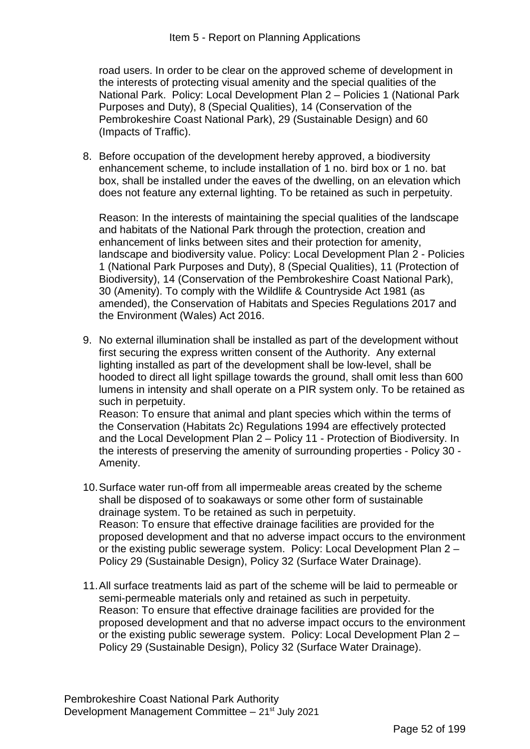road users. In order to be clear on the approved scheme of development in the interests of protecting visual amenity and the special qualities of the National Park. Policy: Local Development Plan 2 – Policies 1 (National Park Purposes and Duty), 8 (Special Qualities), 14 (Conservation of the Pembrokeshire Coast National Park), 29 (Sustainable Design) and 60 (Impacts of Traffic).

8. Before occupation of the development hereby approved, a biodiversity enhancement scheme, to include installation of 1 no. bird box or 1 no. bat box, shall be installed under the eaves of the dwelling, on an elevation which does not feature any external lighting. To be retained as such in perpetuity.

   Reason: In the interests of maintaining the special qualities of the landscape and habitats of the National Park through the protection, creation and enhancement of links between sites and their protection for amenity, landscape and biodiversity value. Policy: Local Development Plan 2 - Policies 1 (National Park Purposes and Duty), 8 (Special Qualities), 11 (Protection of Biodiversity), 14 (Conservation of the Pembrokeshire Coast National Park), 30 (Amenity). To comply with the Wildlife & Countryside Act 1981 (as amended), the Conservation of Habitats and Species Regulations 2017 and the Environment (Wales) Act 2016.

9. No external illumination shall be installed as part of the development without first securing the express written consent of the Authority. Any external lighting installed as part of the development shall be low-level, shall be hooded to direct all light spillage towards the ground, shall omit less than 600 lumens in intensity and shall operate on a PIR system only. To be retained as such in perpetuity.
   Reason: To ensure that animal and plant species which within the terms of the Conservation (Habitats 2c) Regulations 1994 are effectively protected and the Local Development Plan 2 – Policy 11 - Protection of Biodiversity. In the interests of preserving the amenity of surrounding properties - Policy 30 - Amenity.

10. Surface water run-off from all impermeable areas created by the scheme shall be disposed of to soakaways or some other form of sustainable drainage system. To be retained as such in perpetuity.
    Reason: To ensure that effective drainage facilities are provided for the proposed development and that no adverse impact occurs to the environment or the existing public sewerage system. Policy: Local Development Plan 2 – Policy 29 (Sustainable Design), Policy 32 (Surface Water Drainage).

11. All surface treatments laid as part of the scheme will be laid to permeable or semi-permeable materials only and retained as such in perpetuity.
    Reason: To ensure that effective drainage facilities are provided for the proposed development and that no adverse impact occurs to the environment or the existing public sewerage system. Policy: Local Development Plan 2 – Policy 29 (Sustainable Design), Policy 32 (Surface Water Drainage).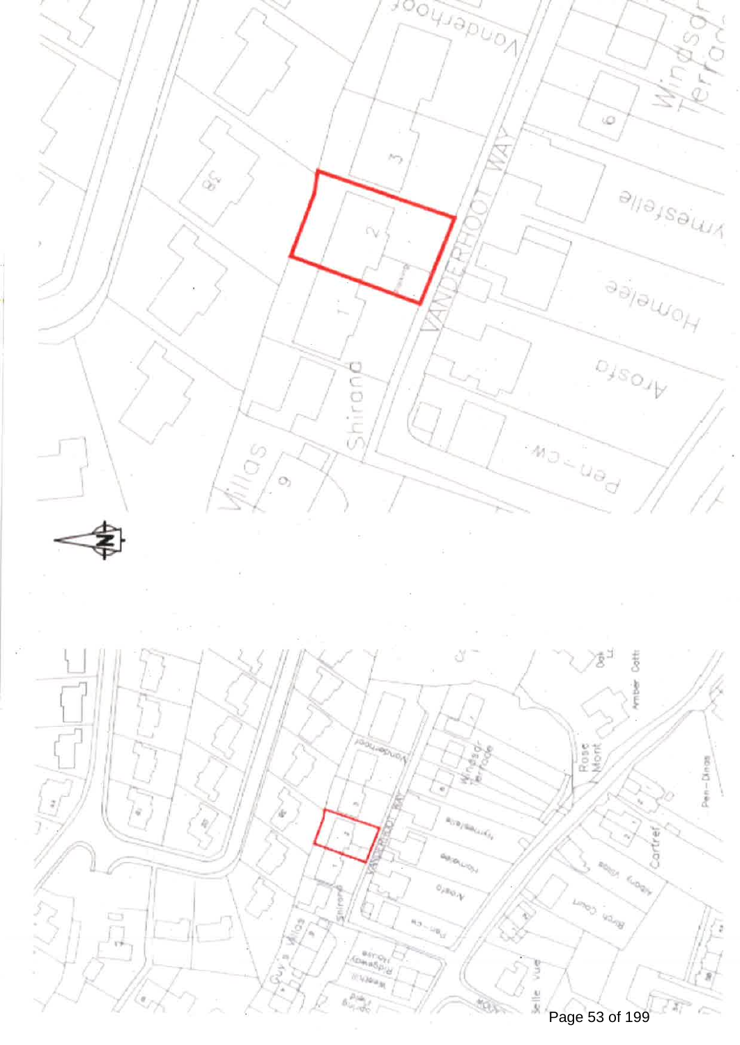Vanderhoof

Windsor Terrace

6

3

2

1

38

VANDERHOOF WAY

Ymmesfelle

Homelee

Arosfa

Shirand

Pen-cw

Villas

9

N

Vanderhoof

Windsor Terrace

Guy's Villas

Rose Mont

Amber Cott

Oak Lo

Pen-Dinas

Cartref

Birch Court

Belle Vue

Ridgeway

Weeks

VANDERHOOF WAY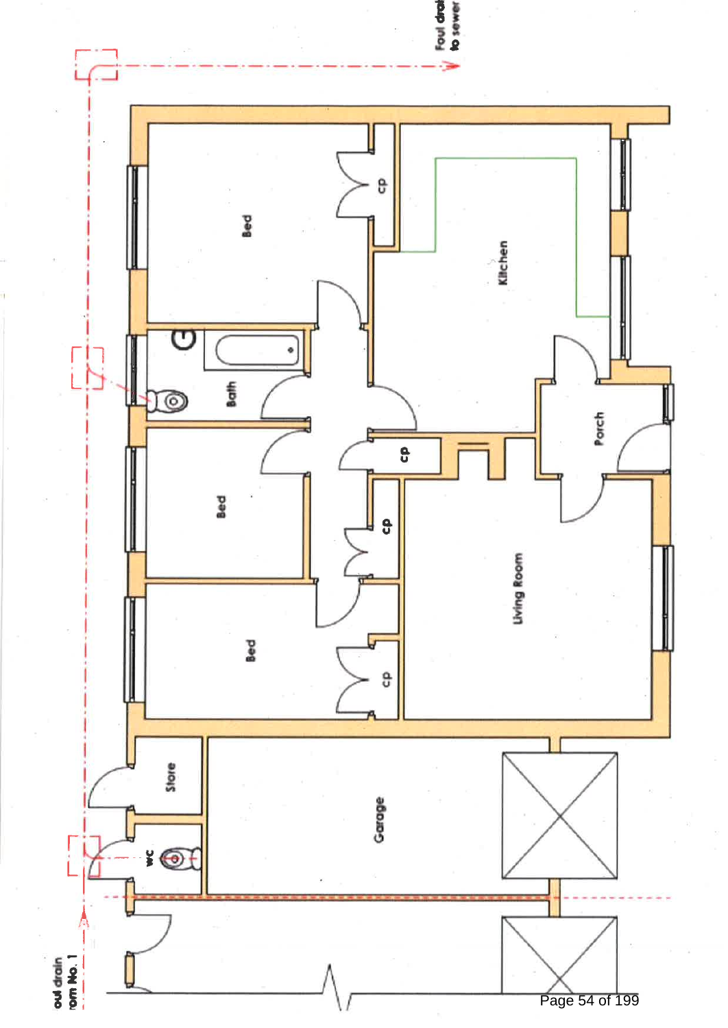Foul drain to sewer

Bed

cp

Kitchen

Bath

Porch

cp

Bed

cp

Living Room

Bed

cp

Store

Garage

wc

Foul drain from No. 1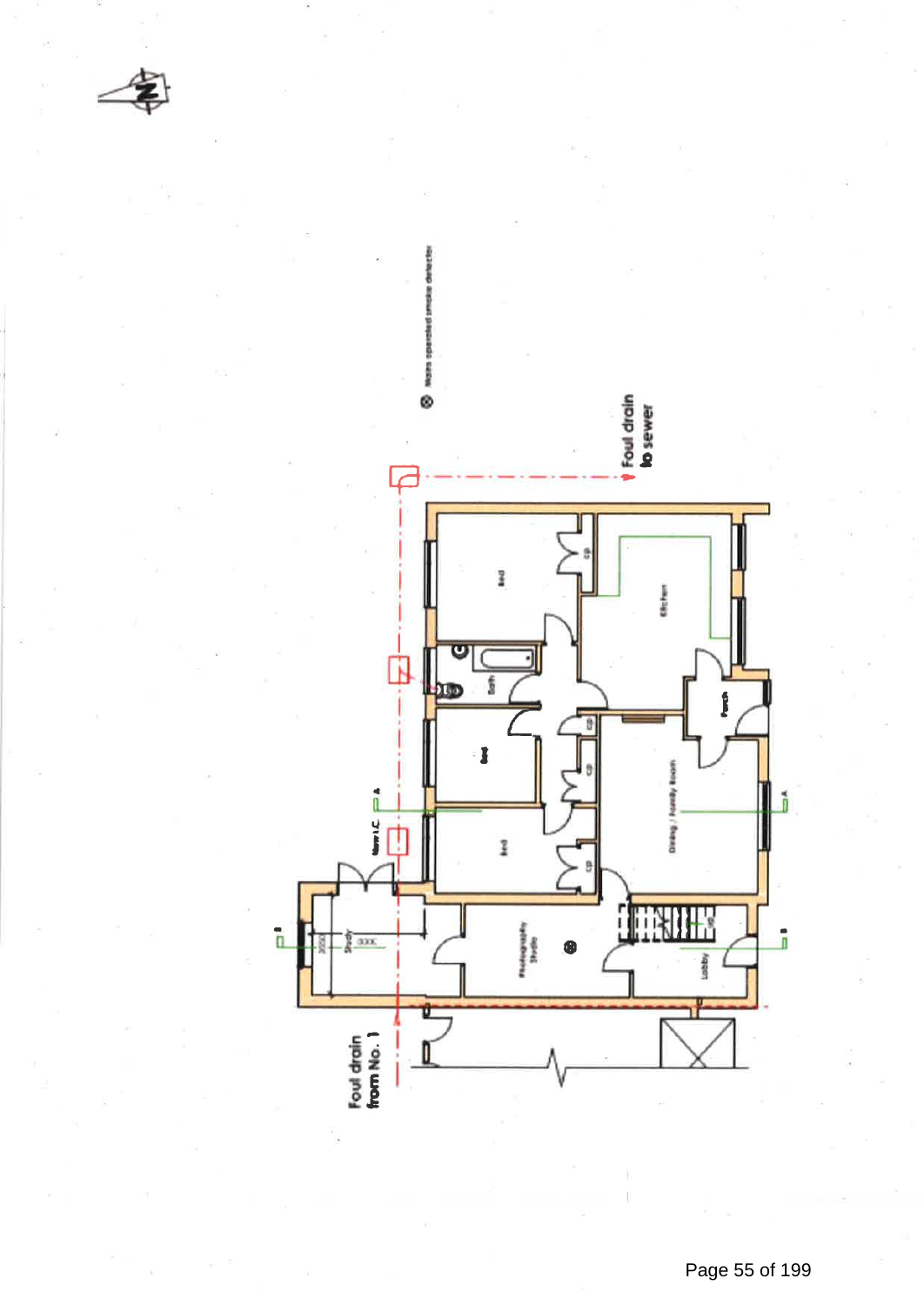Mains operated smoke detector

Foul drain to sewer

Bed

Kitchen

Bath

Porch

Bed

Dining / Family Room

New I.C.

Bed

Study

Photography Studio

Lobby

Foul drain from No. 1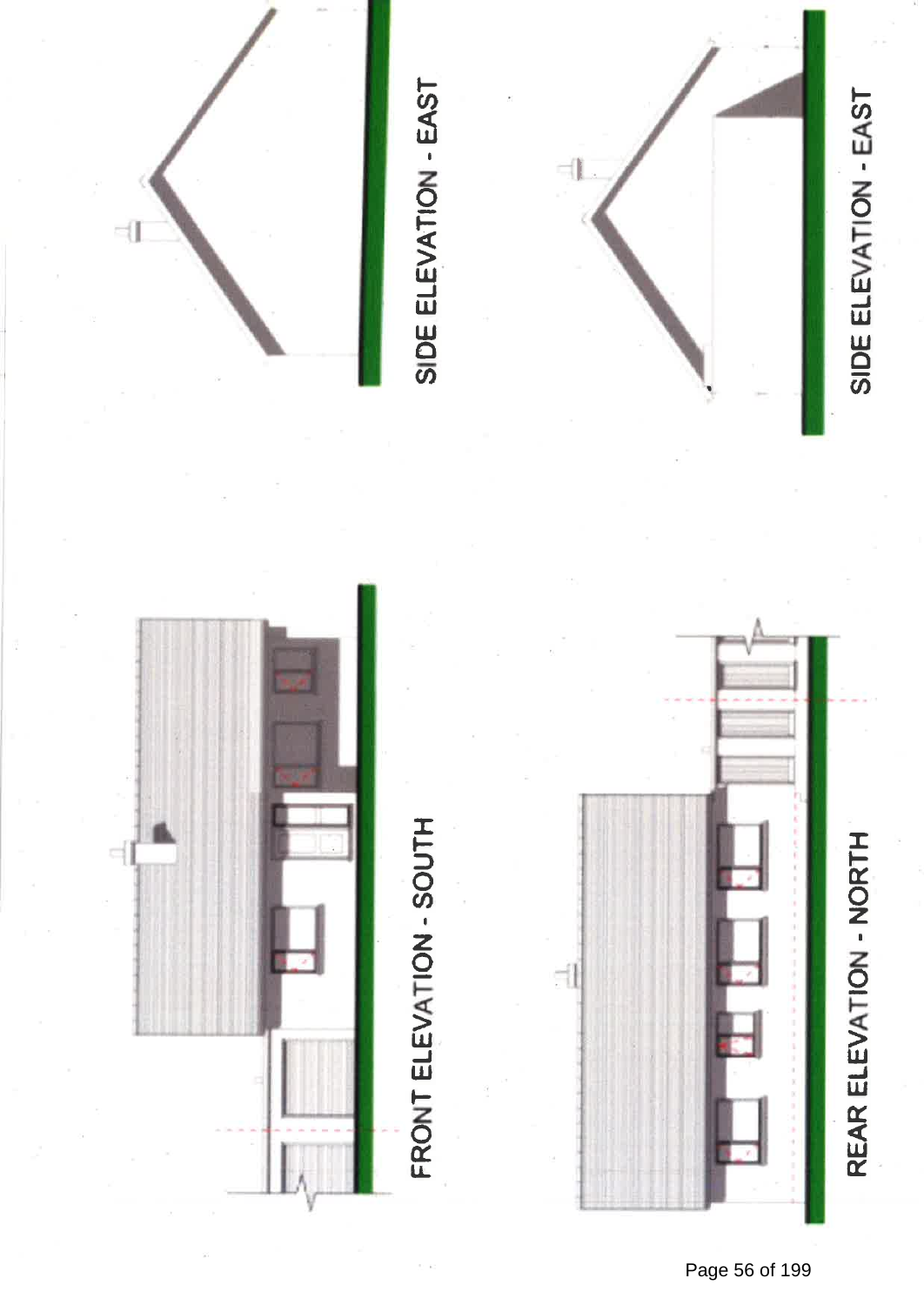SIDE ELEVATION - EAST

SIDE ELEVATION - EAST

FRONT ELEVATION - SOUTH

REAR ELEVATION - NORTH